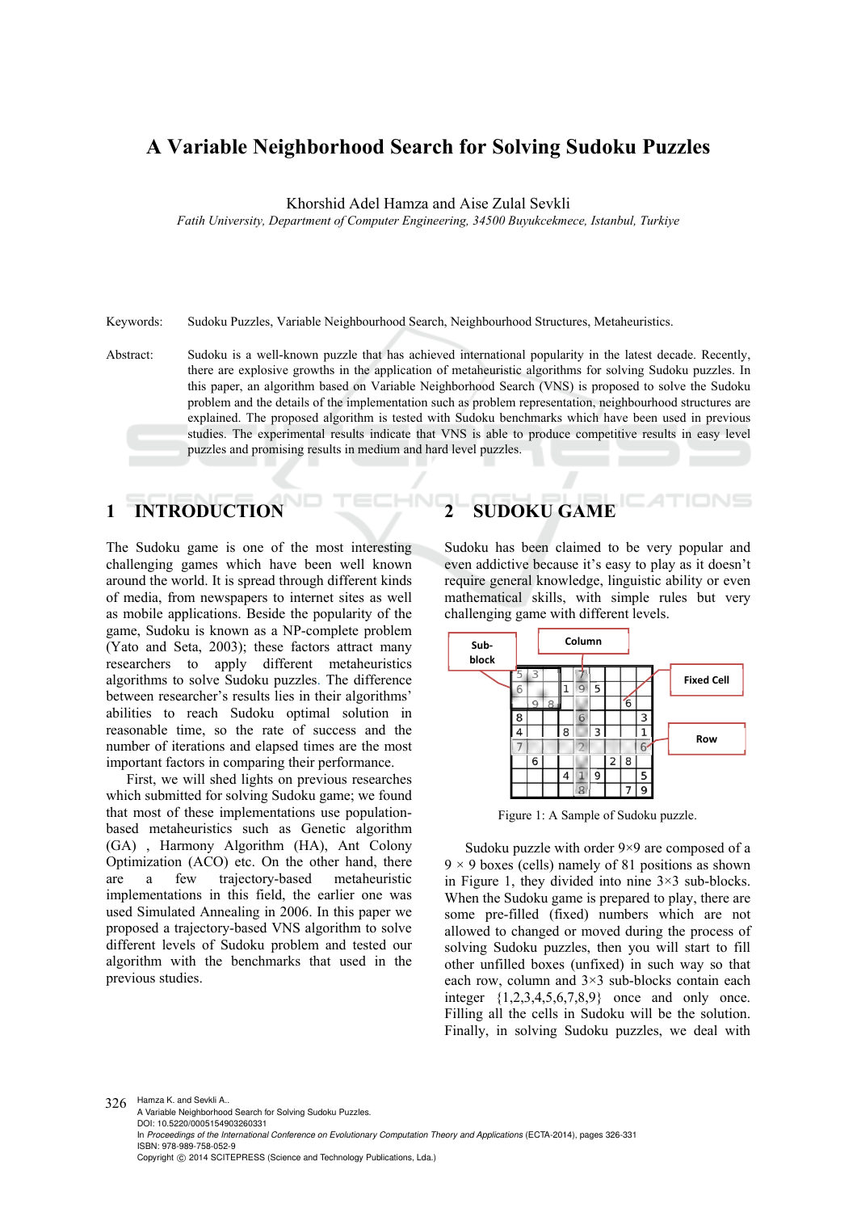# A Variable Neighborhood Search for Solving Sudoku Puzzles

Khorshid Adel Hamza and Aise Zulal Sevkli

*Fatih University, Department of Computer Engineering, 34500 Buyukcekmece, Istanbul, Turkiye*

Keywords: Sudoku Puzzles, Variable Neighbourhood Search, Neighbourhood Structures, Metaheuristics.

Abstract: Sudoku is a well-known puzzle that has achieved international popularity in the latest decade. Recently, there are explosive growths in the application of metaheuristic algorithms for solving Sudoku puzzles. In this paper, an algorithm based on Variable Neighborhood Search (VNS) is proposed to solve the Sudoku problem and the details of the implementation such as problem representation, neighbourhood structures are explained. The proposed algorithm is tested with Sudoku benchmarks which have been used in previous studies. The experimental results indicate that VNS is able to produce competitive results in easy level puzzles and promising results in medium and hard level puzzles.

## 1 INTRODUCTION

The Sudoku game is one of the most interesting challenging games which have been well known around the world. It is spread through different kinds of media, from newspapers to internet sites as well as mobile applications. Beside the popularity of the game, Sudoku is known as a NP-complete problem (Yato and Seta, 2003); these factors attract many researchers to apply different metaheuristics algorithms to solve Sudoku puzzles. The difference between researcher's results lies in their algorithms' abilities to reach Sudoku optimal solution in reasonable time, so the rate of success and the number of iterations and elapsed times are the most important factors in comparing their performance.

First, we will shed lights on previous researches which submitted for solving Sudoku game; we found that most of these implementations use population-based metaheuristics such as Genetic algorithm (GA) , Harmony Algorithm (HA), Ant Colony Optimization (ACO) etc. On the other hand, there are a few trajectory-based metaheuristic implementations in this field, the earlier one was used Simulated Annealing in 2006. In this paper we proposed a trajectory-based VNS algorithm to solve different levels of Sudoku problem and tested our algorithm with the benchmarks that used in the previous studies.

## 2 SUDOKU GAME

Sudoku has been claimed to be very popular and even addictive because it's easy to play as it doesn't require general knowledge, linguistic ability or even mathematical skills, with simple rules but very challenging game with different levels.

Figure 1: A Sample of Sudoku puzzle.

Sudoku puzzle with order 9×9 are composed of a 9 × 9 boxes (cells) namely of 81 positions as shown in Figure 1, they divided into nine 3×3 sub-blocks. When the Sudoku game is prepared to play, there are some pre-filled (fixed) numbers which are not allowed to changed or moved during the process of solving Sudoku puzzles, then you will start to fill other unfilled boxes (unfixed) in such way so that each row, column and 3×3 sub-blocks contain each integer {1,2,3,4,5,6,7,8,9} once and only once. Filling all the cells in Sudoku will be the solution. Finally, in solving Sudoku puzzles, we deal with

Hamza K. and Sevkli A..
A Variable Neighborhood Search for Solving Sudoku Puzzles.
DOI: 10.5220/0005154903260331
In *Proceedings of the International Conference on Evolutionary Computation Theory and Applications* (ECTA-2014), pages 326-331
ISBN: 978-989-758-052-9
Copyright © 2014 SCITEPRESS (Science and Technology Publications, Lda.)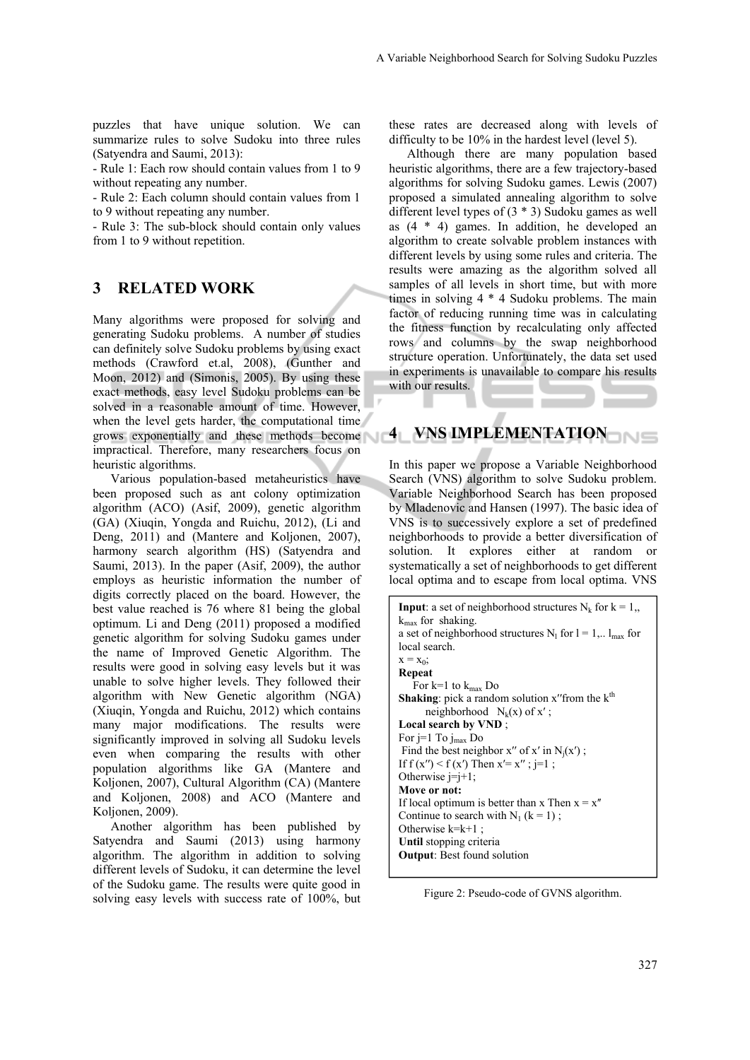puzzles that have unique solution. We can summarize rules to solve Sudoku into three rules (Satyendra and Saumi, 2013):

- Rule 1: Each row should contain values from 1 to 9 without repeating any number.
- Rule 2: Each column should contain values from 1 to 9 without repeating any number.
- Rule 3: The sub-block should contain only values from 1 to 9 without repetition.

## 3 RELATED WORK

Many algorithms were proposed for solving and generating Sudoku problems. A number of studies can definitely solve Sudoku problems by using exact methods (Crawford et.al, 2008), (Gunther and Moon, 2012) and (Simonis, 2005). By using these exact methods, easy level Sudoku problems can be solved in a reasonable amount of time. However, when the level gets harder, the computational time grows exponentially and these methods become impractical. Therefore, many researchers focus on heuristic algorithms.

Various population-based metaheuristics have been proposed such as ant colony optimization algorithm (ACO) (Asif, 2009), genetic algorithm (GA) (Xiuqin, Yongda and Ruichu, 2012), (Li and Deng, 2011) and (Mantere and Koljonen, 2007), harmony search algorithm (HS) (Satyendra and Saumi, 2013). In the paper (Asif, 2009), the author employs as heuristic information the number of digits correctly placed on the board. However, the best value reached is 76 where 81 being the global optimum. Li and Deng (2011) proposed a modified genetic algorithm for solving Sudoku games under the name of Improved Genetic Algorithm. The results were good in solving easy levels but it was unable to solve higher levels. They followed their algorithm with New Genetic algorithm (NGA) (Xiuqin, Yongda and Ruichu, 2012) which contains many major modifications. The results were significantly improved in solving all Sudoku levels even when comparing the results with other population algorithms like GA (Mantere and Koljonen, 2007), Cultural Algorithm (CA) (Mantere and Koljonen, 2008) and ACO (Mantere and Koljonen, 2009).

Another algorithm has been published by Satyendra and Saumi (2013) using harmony algorithm. The algorithm in addition to solving different levels of Sudoku, it can determine the level of the Sudoku game. The results were quite good in solving easy levels with success rate of 100%, but these rates are decreased along with levels of difficulty to be 10% in the hardest level (level 5).

Although there are many population based heuristic algorithms, there are a few trajectory-based algorithms for solving Sudoku games. Lewis (2007) proposed a simulated annealing algorithm to solve different level types of (3 * 3) Sudoku games as well as (4 * 4) games. In addition, he developed an algorithm to create solvable problem instances with different levels by using some rules and criteria. The results were amazing as the algorithm solved all samples of all levels in short time, but with more times in solving 4 * 4 Sudoku problems. The main factor of reducing running time was in calculating the fitness function by recalculating only affected rows and columns by the swap neighborhood structure operation. Unfortunately, the data set used in experiments is unavailable to compare his results with our results.

## 4 VNS IMPLEMENTATION

In this paper we propose a Variable Neighborhood Search (VNS) algorithm to solve Sudoku problem. Variable Neighborhood Search has been proposed by Mladenovic and Hansen (1997). The basic idea of VNS is to successively explore a set of predefined neighborhoods to provide a better diversification of solution. It explores either at random or systematically a set of neighborhoods to get different local optima and to escape from local optima. VNS

**Input**: a set of neighborhood structures $N_k$ for k = 1,, $k_{max}$ for shaking.
a set of neighborhood structures $N_l$ for l = 1,.. $l_{max}$ for local search.
$x = x_0$;
**Repeat**
For k=1 to $k_{max}$ Do
**Shaking**: pick a random solution x′′from the $k^{th}$ neighborhood $N_k(x)$ of x′ ;
**Local search by VND** ;
For j=1 To $j_{max}$ Do
Find the best neighbor x′′ of x′ in $N_j(x')$ ;
If f (x′′) < f (x′) Then x′= x′′ ; j=1 ;
Otherwise j=j+1;
**Move or not:**
If local optimum is better than x Then x = x′′
Continue to search with $N_1$ (k = 1) ;
Otherwise k=k+1 ;
**Until** stopping criteria
**Output**: Best found solution

Figure 2: Pseudo-code of GVNS algorithm.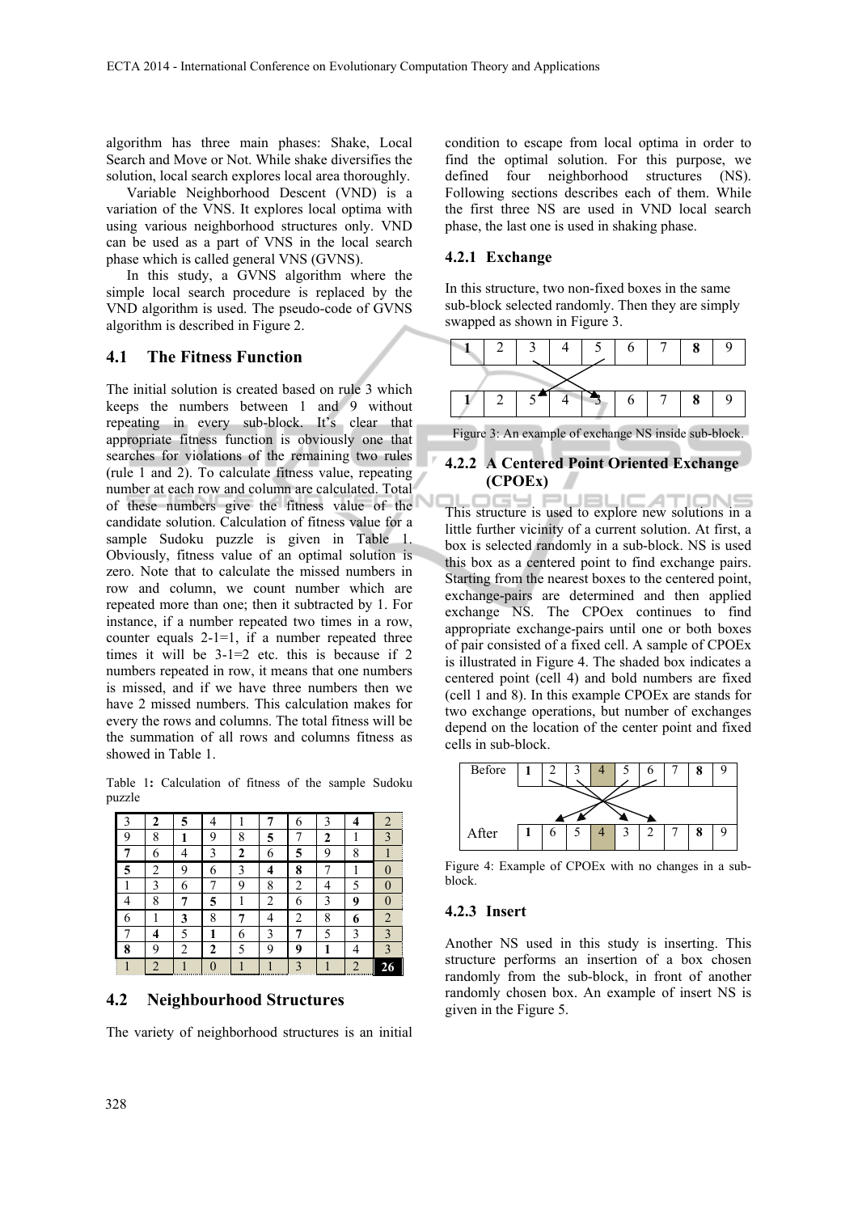algorithm has three main phases: Shake, Local Search and Move or Not. While shake diversifies the solution, local search explores local area thoroughly.

Variable Neighborhood Descent (VND) is a variation of the VNS. It explores local optima with using various neighborhood structures only. VND can be used as a part of VNS in the local search phase which is called general VNS (GVNS).

In this study, a GVNS algorithm where the simple local search procedure is replaced by the VND algorithm is used. The pseudo-code of GVNS algorithm is described in Figure 2.

## 4.1 The Fitness Function

The initial solution is created based on rule 3 which keeps the numbers between 1 and 9 without repeating in every sub-block. It's clear that appropriate fitness function is obviously one that searches for violations of the remaining two rules (rule 1 and 2). To calculate fitness value, repeating number at each row and column are calculated. Total of these numbers give the fitness value of the candidate solution. Calculation of fitness value for a sample Sudoku puzzle is given in Table 1. Obviously, fitness value of an optimal solution is zero. Note that to calculate the missed numbers in row and column, we count number which are repeated more than one; then it subtracted by 1. For instance, if a number repeated two times in a row, counter equals 2-1=1, if a number repeated three times it will be 3-1=2 etc. this is because if 2 numbers repeated in row, it means that one numbers is missed, and if we have three numbers then we have 2 missed numbers. This calculation makes for every the rows and columns. The total fitness will be the summation of all rows and columns fitness as showed in Table 1.

Table 1**:** Calculation of fitness of the sample Sudoku puzzle

| | | | | | | | | | |
|---|---|---|---|---|---|---|---|---|---|
| 3 | **2** | **5** | 4 | 1 | **7** | 6 | 3 | **4** | 2 |
| 9 | 8 | **1** | 9 | 8 | **5** | 7 | **2** | 1 | 3 |
| **7** | 6 | 4 | 3 | **2** | 6 | **5** | 9 | 8 | 1 |
| **5** | 2 | 9 | 6 | 3 | **4** | **8** | 7 | 1 | 0 |
| 1 | 3 | 6 | 7 | 9 | 8 | 2 | 4 | 5 | 0 |
| 4 | 8 | **7** | **5** | 1 | 2 | 6 | 3 | **9** | 0 |
| 6 | 1 | **3** | 8 | **7** | 4 | 2 | 8 | **6** | 2 |
| 7 | **4** | 5 | **1** | 6 | 3 | **7** | 5 | 3 | 3 |
| **8** | 9 | 2 | **2** | 5 | 9 | **9** | **1** | 4 | 3 |
| 1 | 2 | 1 | 0 | 1 | 1 | 3 | 1 | 2 | **26** |

## 4.2 Neighbourhood Structures

The variety of neighborhood structures is an initial condition to escape from local optima in order to find the optimal solution. For this purpose, we defined four neighborhood structures (NS). Following sections describes each of them. While the first three NS are used in VND local search phase, the last one is used in shaking phase.

### 4.2.1 Exchange

In this structure, two non-fixed boxes in the same sub-block selected randomly. Then they are simply swapped as shown in Figure 3.

| **1** | 2 | 3 | 4 | 5 | 6 | 7 | **8** | 9 |
|---|---|---|---|---|---|---|---|---|
| **1** | 2 | 5 | 4 | 3 | 6 | 7 | **8** | 9 |

Figure 3: An example of exchange NS inside sub-block.

### 4.2.2 A Centered Point Oriented Exchange (CPOEx)

This structure is used to explore new solutions in a little further vicinity of a current solution. At first, a box is selected randomly in a sub-block. NS is used this box as a centered point to find exchange pairs. Starting from the nearest boxes to the centered point, exchange-pairs are determined and then applied exchange NS. The CPOex continues to find appropriate exchange-pairs until one or both boxes of pair consisted of a fixed cell. A sample of CPOEx is illustrated in Figure 4. The shaded box indicates a centered point (cell 4) and bold numbers are fixed (cell 1 and 8). In this example CPOEx are stands for two exchange operations, but number of exchanges depend on the location of the center point and fixed cells in sub-block.

| | | | | | | | | | |
|---|---|---|---|---|---|---|---|---|---|
| Before | **1** | 2 | 3 | 4 | 5 | 6 | 7 | **8** | 9 |
| After | **1** | 6 | 5 | 4 | 3 | 2 | 7 | **8** | 9 |

Figure 4: Example of CPOEx with no changes in a sub-block.

### 4.2.3 Insert

Another NS used in this study is inserting. This structure performs an insertion of a box chosen randomly from the sub-block, in front of another randomly chosen box. An example of insert NS is given in the Figure 5.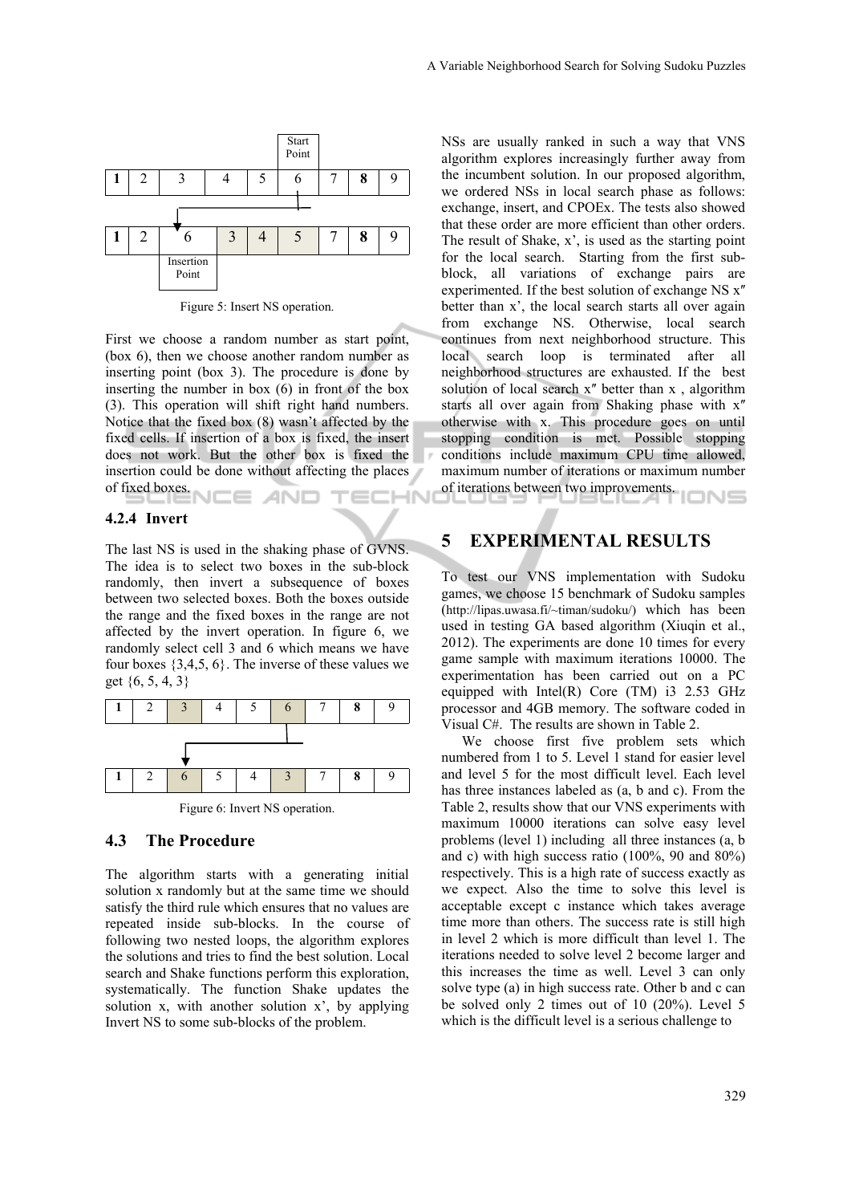|  |  |  |  |  | Start Point |  |  |  |
|---|---|---|---|---|---|---|---|---|
| **1** | 2 | 3 | 4 | 5 | 6 | 7 | **8** | 9 |

| **1** | 2 | 6 | 3 | 4 | 5 | 7 | **8** | 9 |
|---|---|---|---|---|---|---|---|---|
|  |  | Insertion Point |  |  |  |  |  |  |

Figure 5: Insert NS operation.

First we choose a random number as start point, (box 6), then we choose another random number as inserting point (box 3). The procedure is done by inserting the number in box (6) in front of the box (3). This operation will shift right hand numbers. Notice that the fixed box (8) wasn't affected by the fixed cells. If insertion of a box is fixed, the insert does not work. But the other box is fixed the insertion could be done without affecting the places of fixed boxes.

#### 4.2.4 Invert

The last NS is used in the shaking phase of GVNS. The idea is to select two boxes in the sub-block randomly, then invert a subsequence of boxes between two selected boxes. Both the boxes outside the range and the fixed boxes in the range are not affected by the invert operation. In figure 6, we randomly select cell 3 and 6 which means we have four boxes {3,4,5, 6}. The inverse of these values we get {6, 5, 4, 3}

| **1** | 2 | 3 | 4 | 5 | 6 | 7 | **8** | 9 |
|---|---|---|---|---|---|---|---|---|

| **1** | 2 | 6 | 5 | 4 | 3 | 7 | **8** | 9 |
|---|---|---|---|---|---|---|---|---|

Figure 6: Invert NS operation.

### 4.3 The Procedure

The algorithm starts with a generating initial solution x randomly but at the same time we should satisfy the third rule which ensures that no values are repeated inside sub-blocks. In the course of following two nested loops, the algorithm explores the solutions and tries to find the best solution. Local search and Shake functions perform this exploration, systematically. The function Shake updates the solution x, with another solution x', by applying Invert NS to some sub-blocks of the problem.

NSs are usually ranked in such a way that VNS algorithm explores increasingly further away from the incumbent solution. In our proposed algorithm, we ordered NSs in local search phase as follows: exchange, insert, and CPOEx. The tests also showed that these order are more efficient than other orders. The result of Shake, x', is used as the starting point for the local search. Starting from the first sub-block, all variations of exchange pairs are experimented. If the best solution of exchange NS x″ better than x', the local search starts all over again from exchange NS. Otherwise, local search continues from next neighborhood structure. This local search loop is terminated after all neighborhood structures are exhausted. If the best solution of local search x″ better than x , algorithm starts all over again from Shaking phase with x″ otherwise with x. This procedure goes on until stopping condition is met. Possible stopping conditions include maximum CPU time allowed, maximum number of iterations or maximum number of iterations between two improvements.

## 5 EXPERIMENTAL RESULTS

To test our VNS implementation with Sudoku games, we choose 15 benchmark of Sudoku samples (http://lipas.uwasa.fi/~timan/sudoku/) which has been used in testing GA based algorithm (Xiuqin et al., 2012). The experiments are done 10 times for every game sample with maximum iterations 10000. The experimentation has been carried out on a PC equipped with Intel(R) Core (TM) i3 2.53 GHz processor and 4GB memory. The software coded in Visual C#. The results are shown in Table 2.

We choose first five problem sets which numbered from 1 to 5. Level 1 stand for easier level and level 5 for the most difficult level. Each level has three instances labeled as (a, b and c). From the Table 2, results show that our VNS experiments with maximum 10000 iterations can solve easy level problems (level 1) including all three instances (a, b and c) with high success ratio (100%, 90 and 80%) respectively. This is a high rate of success exactly as we expect. Also the time to solve this level is acceptable except c instance which takes average time more than others. The success rate is still high in level 2 which is more difficult than level 1. The iterations needed to solve level 2 become larger and this increases the time as well. Level 3 can only solve type (a) in high success rate. Other b and c can be solved only 2 times out of 10 (20%). Level 5 which is the difficult level is a serious challenge to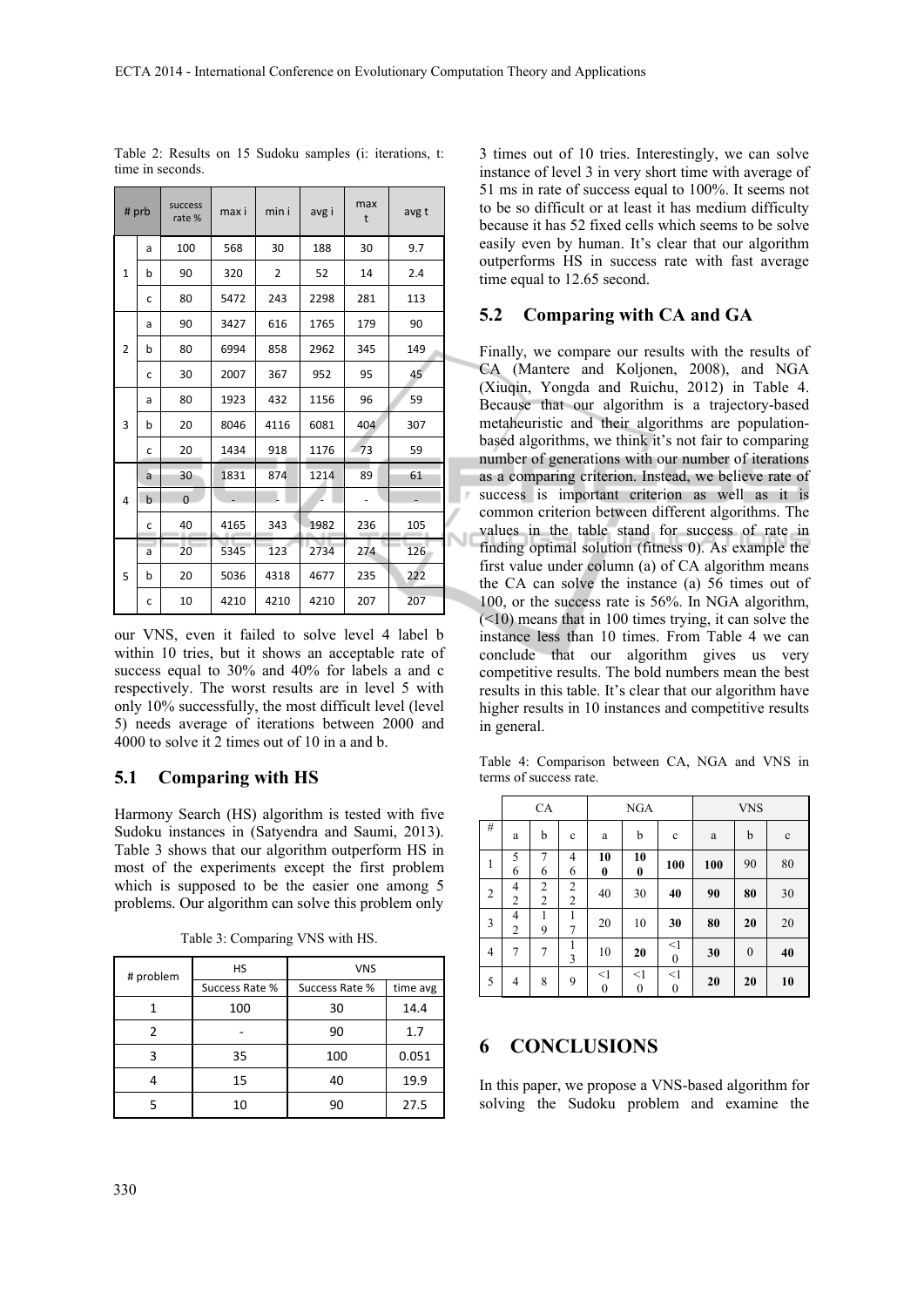Table 2: Results on 15 Sudoku samples (i: iterations, t: time in seconds.

| # prb | | success rate % | max i | min i | avg i | max t | avg t |
|---|---|---|---|---|---|---|---|
| 1 | a | 100 | 568 | 30 | 188 | 30 | 9.7 |
| | b | 90 | 320 | 2 | 52 | 14 | 2.4 |
| | c | 80 | 5472 | 243 | 2298 | 281 | 113 |
| 2 | a | 90 | 3427 | 616 | 1765 | 179 | 90 |
| | b | 80 | 6994 | 858 | 2962 | 345 | 149 |
| | c | 30 | 2007 | 367 | 952 | 95 | 45 |
| 3 | a | 80 | 1923 | 432 | 1156 | 96 | 59 |
| | b | 20 | 8046 | 4116 | 6081 | 404 | 307 |
| | c | 20 | 1434 | 918 | 1176 | 73 | 59 |
| 4 | a | 30 | 1831 | 874 | 1214 | 89 | 61 |
| | b | 0 | - | - | - | - | - |
| | c | 40 | 4165 | 343 | 1982 | 236 | 105 |
| 5 | a | 20 | 5345 | 123 | 2734 | 274 | 126 |
| | b | 20 | 5036 | 4318 | 4677 | 235 | 222 |
| | c | 10 | 4210 | 4210 | 4210 | 207 | 207 |

our VNS, even it failed to solve level 4 label b within 10 tries, but it shows an acceptable rate of success equal to 30% and 40% for labels a and c respectively. The worst results are in level 5 with only 10% successfully, the most difficult level (level 5) needs average of iterations between 2000 and 4000 to solve it 2 times out of 10 in a and b.

## 5.1 Comparing with HS

Harmony Search (HS) algorithm is tested with five Sudoku instances in (Satyendra and Saumi, 2013). Table 3 shows that our algorithm outperform HS in most of the experiments except the first problem which is supposed to be the easier one among 5 problems. Our algorithm can solve this problem only 3 times out of 10 tries. Interestingly, we can solve instance of level 3 in very short time with average of 51 ms in rate of success equal to 100%. It seems not to be so difficult or at least it has medium difficulty because it has 52 fixed cells which seems to be solve easily even by human. It's clear that our algorithm outperforms HS in success rate with fast average time equal to 12.65 second.

Table 3: Comparing VNS with HS.

| # problem | HS | VNS | |
|---|---|---|---|
| | Success Rate % | Success Rate % | time avg |
| 1 | 100 | 30 | 14.4 |
| 2 | - | 90 | 1.7 |
| 3 | 35 | 100 | 0.051 |
| 4 | 15 | 40 | 19.9 |
| 5 | 10 | 90 | 27.5 |

## 5.2 Comparing with CA and GA

Finally, we compare our results with the results of CA (Mantere and Koljonen, 2008), and NGA (Xiuqin, Yongda and Ruichu, 2012) in Table 4. Because that our algorithm is a trajectory-based metaheuristic and their algorithms are population-based algorithms, we think it's not fair to comparing number of generations with our number of iterations as a comparing criterion. Instead, we believe rate of success is important criterion as well as it is common criterion between different algorithms. The values in the table stand for success of rate in finding optimal solution (fitness 0). As example the first value under column (a) of CA algorithm means the CA can solve the instance (a) 56 times out of 100, or the success rate is 56%. In NGA algorithm, (<10) means that in 100 times trying, it can solve the instance less than 10 times. From Table 4 we can conclude that our algorithm gives us very competitive results. The bold numbers mean the best results in this table. It's clear that our algorithm have higher results in 10 instances and competitive results in general.

Table 4: Comparison between CA, NGA and VNS in terms of success rate.

| # | CA | | | NGA | | | VNS | | |
|---|---|---|---|---|---|---|---|---|---|
| | a | b | c | a | b | c | a | b | c |
| 1 | 56 | 76 | 46 | **100** | **100** | **100** | **100** | 90 | 80 |
| 2 | 42 | 22 | 22 | 40 | 30 | **40** | **90** | **80** | 30 |
| 3 | 42 | 19 | 17 | 20 | 10 | **30** | **80** | **20** | 20 |
| 4 | 7 | 7 | 13 | 10 | **20** | <10 | **30** | 0 | **40** |
| 5 | 4 | 8 | 9 | <10 | <10 | <10 | **20** | **20** | **10** |

# 6 CONCLUSIONS

In this paper, we propose a VNS-based algorithm for solving the Sudoku problem and examine the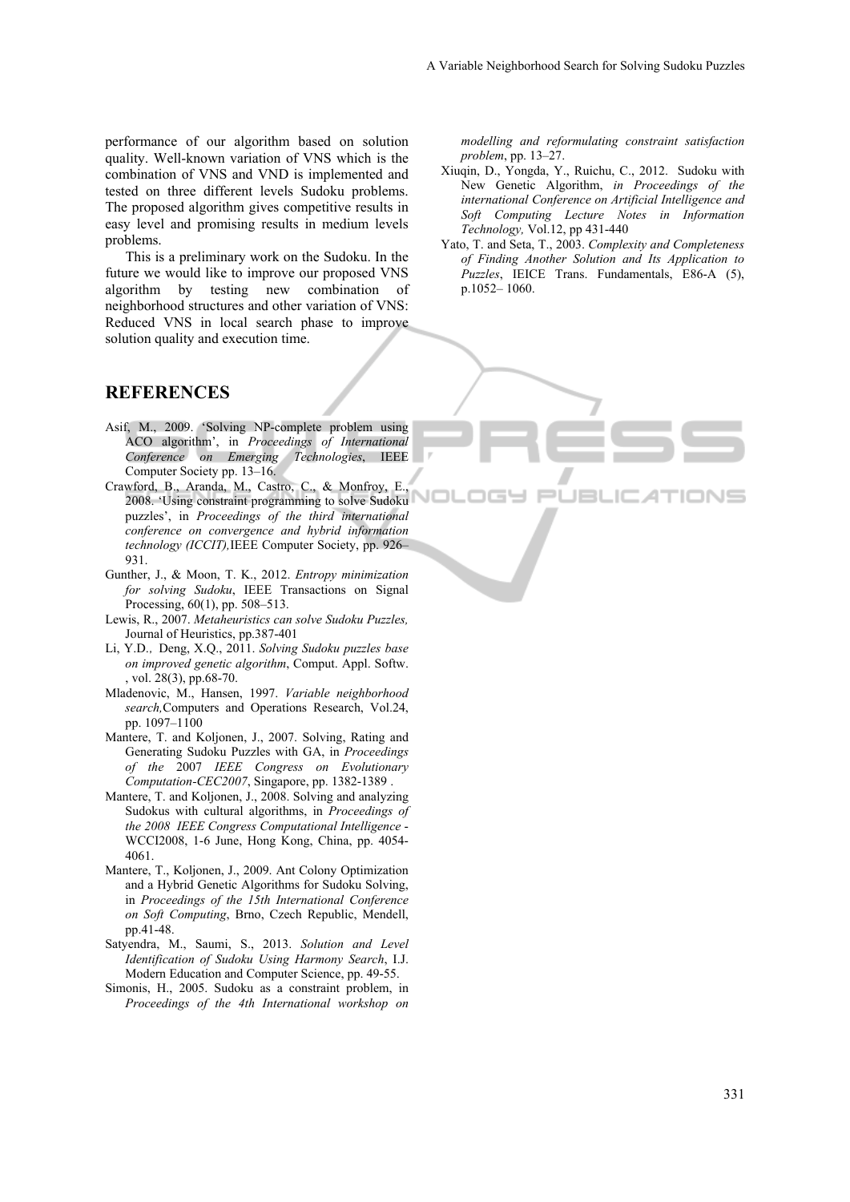performance of our algorithm based on solution quality. Well-known variation of VNS which is the combination of VNS and VND is implemented and tested on three different levels Sudoku problems. The proposed algorithm gives competitive results in easy level and promising results in medium levels problems.

This is a preliminary work on the Sudoku. In the future we would like to improve our proposed VNS algorithm by testing new combination of neighborhood structures and other variation of VNS: Reduced VNS in local search phase to improve solution quality and execution time.

## REFERENCES

Asif, M., 2009. 'Solving NP-complete problem using ACO algorithm', in *Proceedings of International Conference on Emerging Technologies*, IEEE Computer Society pp. 13–16.

Crawford, B., Aranda, M., Castro, C., & Monfroy, E., 2008. 'Using constraint programming to solve Sudoku puzzles', in *Proceedings of the third international conference on convergence and hybrid information technology (ICCIT),*IEEE Computer Society, pp. 926–931.

Gunther, J., & Moon, T. K., 2012. *Entropy minimization for solving Sudoku*, IEEE Transactions on Signal Processing, 60(1), pp. 508–513.

Lewis, R., 2007. *Metaheuristics can solve Sudoku Puzzles,* Journal of Heuristics, pp.387-401

Li, Y.D., Deng, X.Q., 2011. *Solving Sudoku puzzles base on improved genetic algorithm*, Comput. Appl. Softw. , vol. 28(3), pp.68-70.

Mladenovic, M., Hansen, 1997. *Variable neighborhood search,*Computers and Operations Research, Vol.24, pp. 1097–1100

Mantere, T. and Koljonen, J., 2007. Solving, Rating and Generating Sudoku Puzzles with GA, in *Proceedings of the* 2007 *IEEE Congress on Evolutionary Computation-CEC2007*, Singapore, pp. 1382-1389 .

Mantere, T. and Koljonen, J., 2008. Solving and analyzing Sudokus with cultural algorithms, in *Proceedings of the 2008 IEEE Congress Computational Intelligence* - WCCI2008, 1-6 June, Hong Kong, China, pp. 4054-4061.

Mantere, T., Koljonen, J., 2009. Ant Colony Optimization and a Hybrid Genetic Algorithms for Sudoku Solving, in *Proceedings of the 15th International Conference on Soft Computing*, Brno, Czech Republic, Mendell, pp.41-48.

Satyendra, M., Saumi, S., 2013. *Solution and Level Identification of Sudoku Using Harmony Search*, I.J. Modern Education and Computer Science, pp. 49-55.

Simonis, H., 2005. Sudoku as a constraint problem, in *Proceedings of the 4th International workshop on modelling and reformulating constraint satisfaction problem*, pp. 13–27.

Xiuqin, D., Yongda, Y., Ruichu, C., 2012. Sudoku with New Genetic Algorithm, *in Proceedings of the international Conference on Artificial Intelligence and Soft Computing Lecture Notes in Information Technology,* Vol.12, pp 431-440

Yato, T. and Seta, T., 2003. *Complexity and Completeness of Finding Another Solution and Its Application to Puzzles*, IEICE Trans. Fundamentals, E86-A (5), p.1052– 1060.